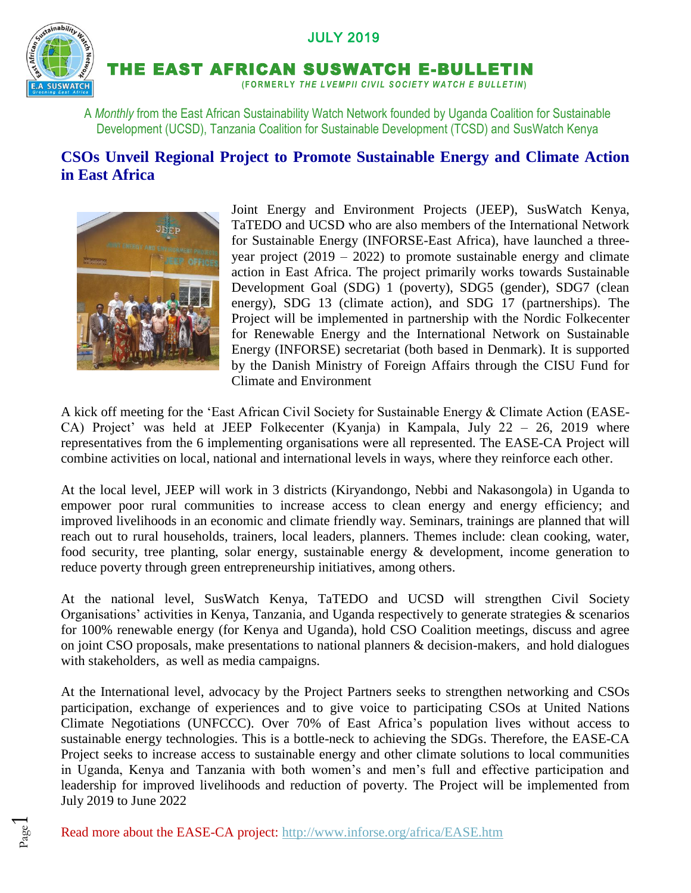JULY 2019

# THE EAST AFRICAN SUSWATCH E-BULLETIN

(FORMERLY *THE LVEMPII CIVIL SOCIETY WATCH E BULLETIN*)

A *Monthly* from the East African Sustainability Watch Network founded by Uganda Coalition for Sustainable Development (UCSD), Tanzania Coalition for Sustainable Development (TCSD) and SusWatch Kenya

## CSOs Unveil Regional Project to Promote Sustainable Energy and Climate Action in East Africa

Joint Energy and Environment Projects (JEEP), SusWatch Kenya, TaTEDO and UCSD who are also members of the International Network for Sustainable Energy (INFORSE-East Africa), have launched a three-year project (2019 – 2022) to promote sustainable energy and climate action in East Africa. The project primarily works towards Sustainable Development Goal (SDG) 1 (poverty), SDG5 (gender), SDG7 (clean energy), SDG 13 (climate action), and SDG 17 (partnerships). The Project will be implemented in partnership with the Nordic Folkecenter for Renewable Energy and the International Network on Sustainable Energy (INFORSE) secretariat (both based in Denmark). It is supported by the Danish Ministry of Foreign Affairs through the CISU Fund for Climate and Environment

A kick off meeting for the 'East African Civil Society for Sustainable Energy & Climate Action (EASE-CA) Project' was held at JEEP Folkecenter (Kyanja) in Kampala, July 22 – 26, 2019 where representatives from the 6 implementing organisations were all represented. The EASE-CA Project will combine activities on local, national and international levels in ways, where they reinforce each other.

At the local level, JEEP will work in 3 districts (Kiryandongo, Nebbi and Nakasongola) in Uganda to empower poor rural communities to increase access to clean energy and energy efficiency; and improved livelihoods in an economic and climate friendly way. Seminars, trainings are planned that will reach out to rural households, trainers, local leaders, planners. Themes include: clean cooking, water, food security, tree planting, solar energy, sustainable energy & development, income generation to reduce poverty through green entrepreneurship initiatives, among others.

At the national level, SusWatch Kenya, TaTEDO and UCSD will strengthen Civil Society Organisations' activities in Kenya, Tanzania, and Uganda respectively to generate strategies & scenarios for 100% renewable energy (for Kenya and Uganda), hold CSO Coalition meetings, discuss and agree on joint CSO proposals, make presentations to national planners & decision-makers, and hold dialogues with stakeholders, as well as media campaigns.

At the International level, advocacy by the Project Partners seeks to strengthen networking and CSOs participation, exchange of experiences and to give voice to participating CSOs at United Nations Climate Negotiations (UNFCCC). Over 70% of East Africa's population lives without access to sustainable energy technologies. This is a bottle-neck to achieving the SDGs. Therefore, the EASE-CA Project seeks to increase access to sustainable energy and other climate solutions to local communities in Uganda, Kenya and Tanzania with both women's and men's full and effective participation and leadership for improved livelihoods and reduction of poverty. The Project will be implemented from July 2019 to June 2022

Read more about the EASE-CA project: http://www.inforse.org/africa/EASE.htm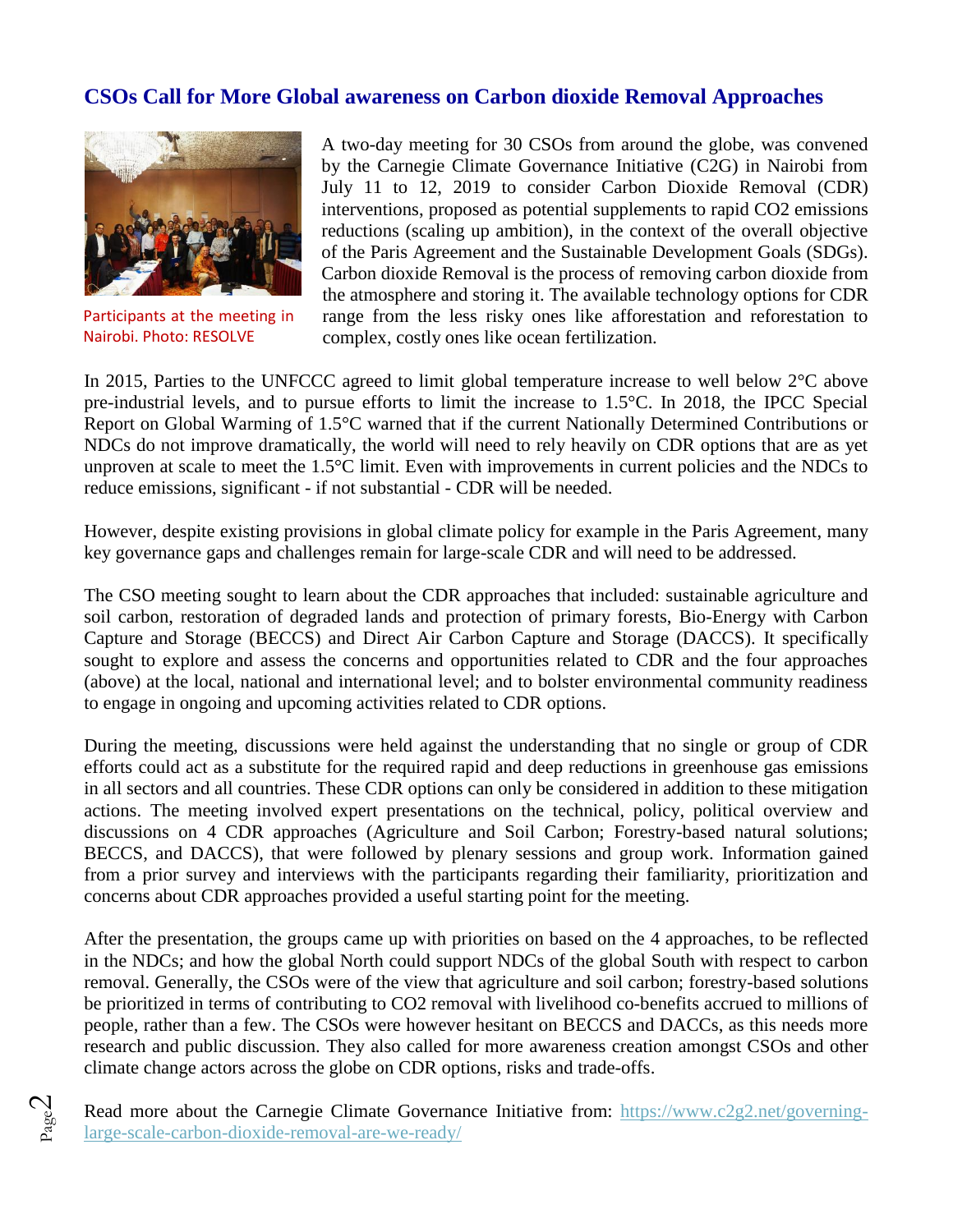## CSOs Call for More Global awareness on Carbon dioxide Removal Approaches

Participants at the meeting in Nairobi. Photo: RESOLVE

A two-day meeting for 30 CSOs from around the globe, was convened by the Carnegie Climate Governance Initiative (C2G) in Nairobi from July 11 to 12, 2019 to consider Carbon Dioxide Removal (CDR) interventions, proposed as potential supplements to rapid $CO_2$ emissions reductions (scaling up ambition), in the context of the overall objective of the Paris Agreement and the Sustainable Development Goals (SDGs). Carbon dioxide Removal is the process of removing carbon dioxide from the atmosphere and storing it. The available technology options for CDR range from the less risky ones like afforestation and reforestation to complex, costly ones like ocean fertilization.

In 2015, Parties to the UNFCCC agreed to limit global temperature increase to well below 2°C above pre-industrial levels, and to pursue efforts to limit the increase to 1.5°C. In 2018, the IPCC Special Report on Global Warming of 1.5°C warned that if the current Nationally Determined Contributions or NDCs do not improve dramatically, the world will need to rely heavily on CDR options that are as yet unproven at scale to meet the 1.5°C limit. Even with improvements in current policies and the NDCs to reduce emissions, significant - if not substantial - CDR will be needed.

However, despite existing provisions in global climate policy for example in the Paris Agreement, many key governance gaps and challenges remain for large-scale CDR and will need to be addressed.

The CSO meeting sought to learn about the CDR approaches that included: sustainable agriculture and soil carbon, restoration of degraded lands and protection of primary forests, Bio-Energy with Carbon Capture and Storage (BECCS) and Direct Air Carbon Capture and Storage (DACCS). It specifically sought to explore and assess the concerns and opportunities related to CDR and the four approaches (above) at the local, national and international level; and to bolster environmental community readiness to engage in ongoing and upcoming activities related to CDR options.

During the meeting, discussions were held against the understanding that no single or group of CDR efforts could act as a substitute for the required rapid and deep reductions in greenhouse gas emissions in all sectors and all countries. These CDR options can only be considered in addition to these mitigation actions. The meeting involved expert presentations on the technical, policy, political overview and discussions on 4 CDR approaches (Agriculture and Soil Carbon; Forestry-based natural solutions; BECCS, and DACCS), that were followed by plenary sessions and group work. Information gained from a prior survey and interviews with the participants regarding their familiarity, prioritization and concerns about CDR approaches provided a useful starting point for the meeting.

After the presentation, the groups came up with priorities on based on the 4 approaches, to be reflected in the NDCs; and how the global North could support NDCs of the global South with respect to carbon removal. Generally, the CSOs were of the view that agriculture and soil carbon; forestry-based solutions be prioritized in terms of contributing to $CO_2$ removal with livelihood co-benefits accrued to millions of people, rather than a few. The CSOs were however hesitant on BECCS and DACCs, as this needs more research and public discussion. They also called for more awareness creation amongst CSOs and other climate change actors across the globe on CDR options, risks and trade-offs.

Read more about the Carnegie Climate Governance Initiative from: https://www.c2g2.net/governing-large-scale-carbon-dioxide-removal-are-we-ready/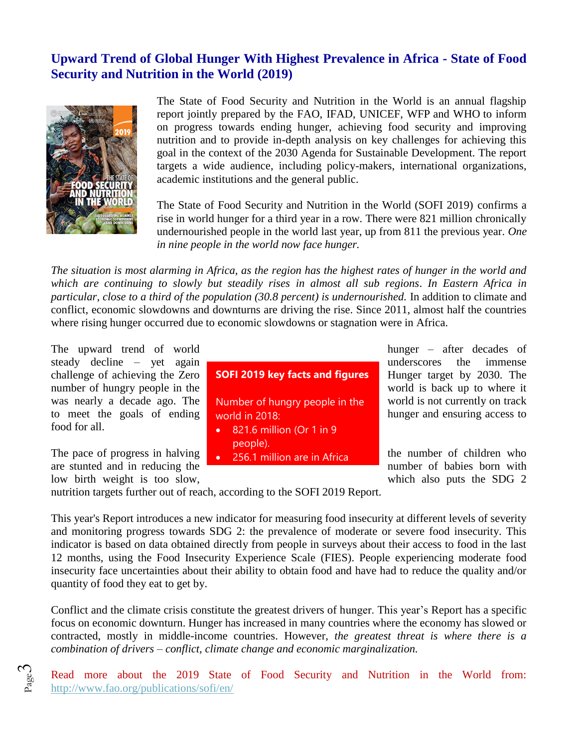## Upward Trend of Global Hunger With Highest Prevalence in Africa - State of Food Security and Nutrition in the World (2019)

The State of Food Security and Nutrition in the World is an annual flagship report jointly prepared by the FAO, IFAD, UNICEF, WFP and WHO to inform on progress towards ending hunger, achieving food security and improving nutrition and to provide in-depth analysis on key challenges for achieving this goal in the context of the 2030 Agenda for Sustainable Development. The report targets a wide audience, including policy-makers, international organizations, academic institutions and the general public.

The State of Food Security and Nutrition in the World (SOFI 2019) confirms a rise in world hunger for a third year in a row. There were 821 million chronically undernourished people in the world last year, up from 811 the previous year. *One in nine people in the world now face hunger.*

*The situation is most alarming in Africa, as the region has the highest rates of hunger in the world and which are continuing to slowly but steadily rises in almost all sub regions. In Eastern Africa in particular, close to a third of the population (30.8 percent) is undernourished.* In addition to climate and conflict, economic slowdowns and downturns are driving the rise. Since 2011, almost half the countries where rising hunger occurred due to economic slowdowns or stagnation were in Africa.

The upward trend of world hunger – after decades of steady decline – yet again underscores the immense challenge of achieving the Zero Hunger target by 2030. The number of hungry people in the world is back up to where it was nearly a decade ago. The world is not currently on track to meet the goals of ending hunger and ensuring access to food for all.

**SOFI 2019 key facts and figures**

Number of hungry people in the world in 2018:

- 821.6 million (Or 1 in 9 people).
- 256.1 million are in Africa

The pace of progress in halving the number of children who are stunted and in reducing the number of babies born with low birth weight is too slow, which also puts the SDG 2 nutrition targets further out of reach, according to the SOFI 2019 Report.

This year's Report introduces a new indicator for measuring food insecurity at different levels of severity and monitoring progress towards SDG 2: the prevalence of moderate or severe food insecurity. This indicator is based on data obtained directly from people in surveys about their access to food in the last 12 months, using the Food Insecurity Experience Scale (FIES). People experiencing moderate food insecurity face uncertainties about their ability to obtain food and have had to reduce the quality and/or quantity of food they eat to get by.

Conflict and the climate crisis constitute the greatest drivers of hunger. This year's Report has a specific focus on economic downturn. Hunger has increased in many countries where the economy has slowed or contracted, mostly in middle-income countries. However, *the greatest threat is where there is a combination of drivers – conflict, climate change and economic marginalization.*

Read more about the 2019 State of Food Security and Nutrition in the World from: http://www.fao.org/publications/sofi/en/